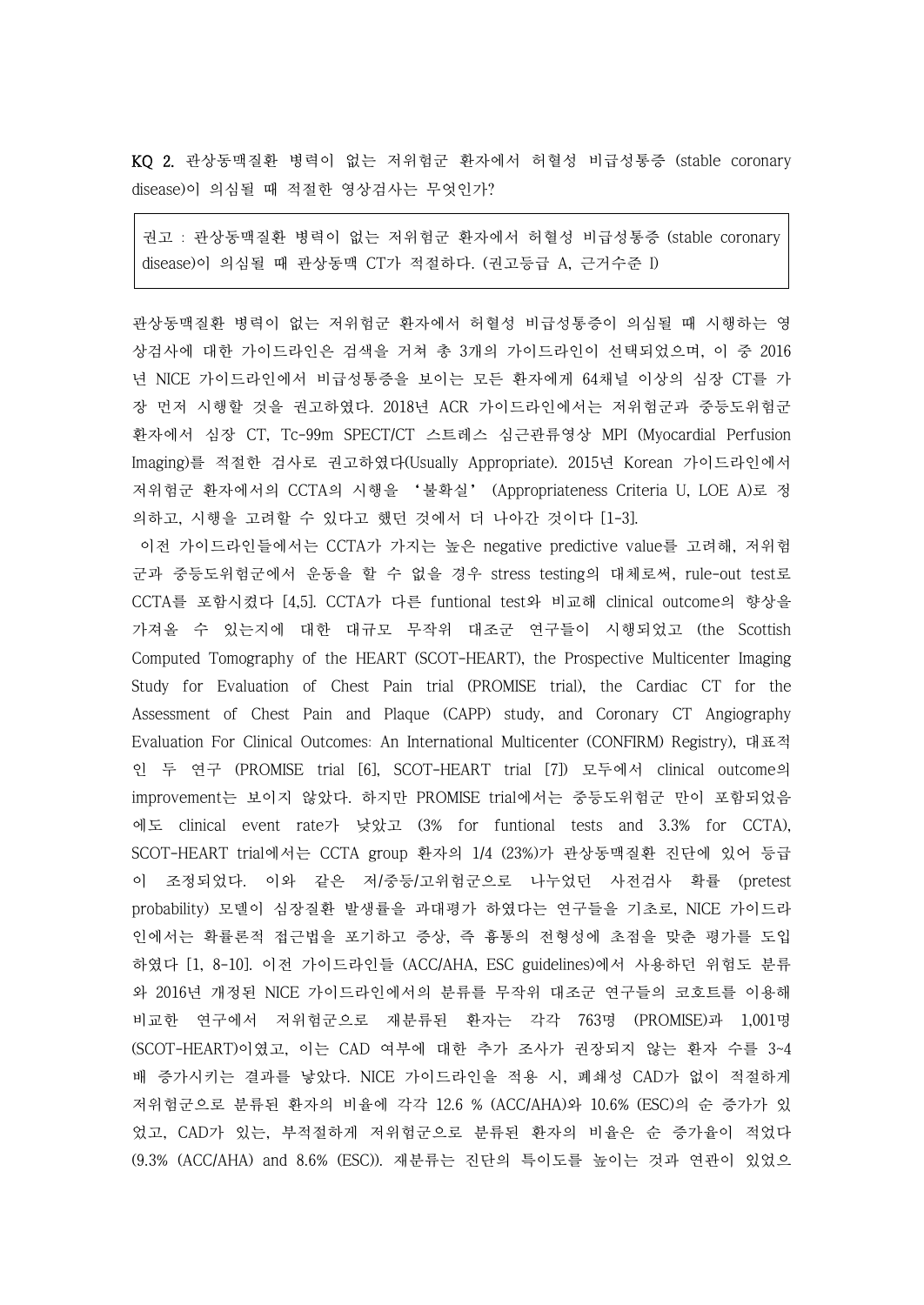**KQ 2.** 관상동맥질환 병력이 없는 저위험군 환자에서 허혈성 비급성통증 (stable coronary disease)이 의심될 때 적절한 영상검사는 무엇인가?

> 권고 : 관상동맥질환 병력이 없는 저위험군 환자에서 허혈성 비급성통증 (stable coronary disease)이 의심될 때 관상동맥 CT가 적절하다. (권고등급 A, 근거수준 I)

관상동맥질환 병력이 없는 저위험군 환자에서 허혈성 비급성통증이 의심될 때 시행하는 영상검사에 대한 가이드라인은 검색을 거쳐 총 3개의 가이드라인이 선택되었으며, 이 중 2016년 NICE 가이드라인에서 비급성통증을 보이는 모든 환자에게 64채널 이상의 심장 CT를 가장 먼저 시행할 것을 권고하였다. 2018년 ACR 가이드라인에서는 저위험군과 중등도위험군 환자에서 심장 CT, Tc-99m SPECT/CT 스트레스 심근관류영상 MPI (Myocardial Perfusion Imaging)를 적절한 검사로 권고하였다(Usually Appropriate). 2015년 Korean 가이드라인에서 저위험군 환자에서의 CCTA의 시행을 '불확실' (Appropriateness Criteria U, LOE A)로 정의하고, 시행을 고려할 수 있다고 했던 것에서 더 나아간 것이다 [1-3].

이전 가이드라인들에서는 CCTA가 가지는 높은 negative predictive value를 고려해, 저위험군과 중등도위험군에서 운동을 할 수 없을 경우 stress testing의 대체로써, rule-out test로 CCTA를 포함시켰다 [4,5]. CCTA가 다른 funtional test와 비교해 clinical outcome의 향상을 가져올 수 있는지에 대한 대규모 무작위 대조군 연구들이 시행되었고 (the Scottish Computed Tomography of the HEART (SCOT-HEART), the Prospective Multicenter Imaging Study for Evaluation of Chest Pain trial (PROMISE trial), the Cardiac CT for the Assessment of Chest Pain and Plaque (CAPP) study, and Coronary CT Angiography Evaluation For Clinical Outcomes: An International Multicenter (CONFIRM) Registry), 대표적인 두 연구 (PROMISE trial [6], SCOT-HEART trial [7]) 모두에서 clinical outcome의 improvement는 보이지 않았다. 하지만 PROMISE trial에서는 중등도위험군 만이 포함되었음에도 clinical event rate가 낮았고 (3% for funtional tests and 3.3% for CCTA), SCOT-HEART trial에서는 CCTA group 환자의 1/4 (23%)가 관상동맥질환 진단에 있어 등급이 조정되었다. 이와 같은 저/중등/고위험군으로 나누었던 사전검사 확률 (pretest probability) 모델이 심장질환 발생률을 과대평가 하였다는 연구들을 기초로, NICE 가이드라인에서는 확률론적 접근법을 포기하고 증상, 즉 흉통의 전형성에 초점을 맞춘 평가를 도입하였다 [1, 8-10]. 이전 가이드라인들 (ACC/AHA, ESC guidelines)에서 사용하던 위험도 분류와 2016년 개정된 NICE 가이드라인에서의 분류를 무작위 대조군 연구들의 코호트를 이용해 비교한 연구에서 저위험군으로 재분류된 환자는 각각 763명 (PROMISE)과 1,001명 (SCOT-HEART)이였고, 이는 CAD 여부에 대한 추가 조사가 권장되지 않는 환자 수를 3~4배 증가시키는 결과를 낳았다. NICE 가이드라인을 적용 시, 폐쇄성 CAD가 없이 적절하게 저위험군으로 분류된 환자의 비율에 각각 12.6 % (ACC/AHA)와 10.6% (ESC)의 순 증가가 있었고, CAD가 있는, 부적절하게 저위험군으로 분류된 환자의 비율은 순 증가율이 적었다 (9.3% (ACC/AHA) and 8.6% (ESC)). 재분류는 진단의 특이도를 높이는 것과 연관이 있었으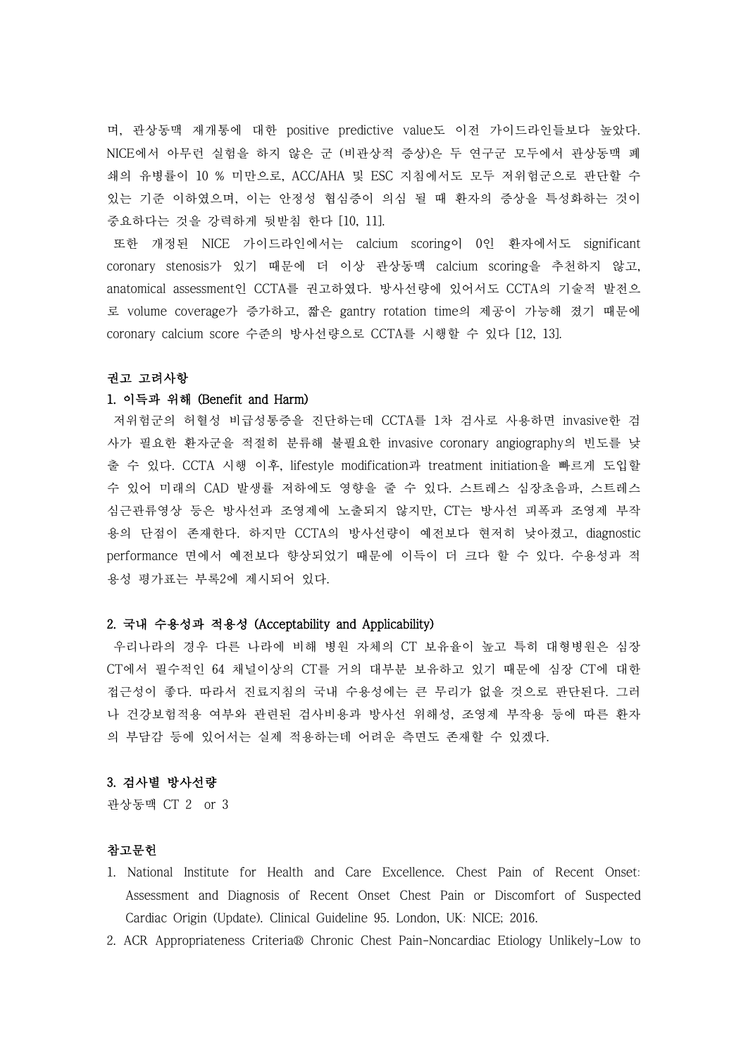며, 관상동맥 재개통에 대한 positive predictive value도 이전 가이드라인들보다 높았다. NICE에서 아무런 실험을 하지 않은 군 (비관상적 증상)은 두 연구군 모두에서 관상동맥 폐쇄의 유병률이 10 % 미만으로, ACC/AHA 및 ESC 지침에서도 모두 저위험군으로 판단할 수 있는 기준 이하였으며, 이는 안정성 협심증이 의심 될 때 환자의 증상을 특성화하는 것이 중요하다는 것을 강력하게 뒷받침 한다 [10, 11].

또한 개정된 NICE 가이드라인에서는 calcium scoring이 0인 환자에서도 significant coronary stenosis가 있기 때문에 더 이상 관상동맥 calcium scoring을 추천하지 않고, anatomical assessment인 CCTA를 권고하였다. 방사선량에 있어서도 CCTA의 기술적 발전으로 volume coverage가 증가하고, 짧은 gantry rotation time의 제공이 가능해 졌기 때문에 coronary calcium score 수준의 방사선량으로 CCTA를 시행할 수 있다 [12, 13].

**권고 고려사항**

**1. 이득과 위해 (Benefit and Harm)**

저위험군의 허혈성 비급성통증을 진단하는데 CCTA를 1차 검사로 사용하면 invasive한 검사가 필요한 환자군을 적절히 분류해 불필요한 invasive coronary angiography의 빈도를 낮출 수 있다. CCTA 시행 이후, lifestyle modification과 treatment initiation을 빠르게 도입할 수 있어 미래의 CAD 발생률 저하에도 영향을 줄 수 있다. 스트레스 심장초음파, 스트레스 심근관류영상 등은 방사선과 조영제에 노출되지 않지만, CT는 방사선 피폭과 조영제 부작용의 단점이 존재한다. 하지만 CCTA의 방사선량이 예전보다 현저히 낮아졌고, diagnostic performance 면에서 예전보다 향상되었기 때문에 이득이 더 크다 할 수 있다. 수용성과 적용성 평가표는 부록2에 제시되어 있다.

**2. 국내 수용성과 적용성 (Acceptability and Applicability)**

우리나라의 경우 다른 나라에 비해 병원 자체의 CT 보유율이 높고 특히 대형병원은 심장 CT에서 필수적인 64 채널이상의 CT를 거의 대부분 보유하고 있기 때문에 심장 CT에 대한 접근성이 좋다. 따라서 진료지침의 국내 수용성에는 큰 무리가 없을 것으로 판단된다. 그러나 건강보험적용 여부와 관련된 검사비용과 방사선 위해성, 조영제 부작용 등에 따른 환자의 부담감 등에 있어서는 실제 적용하는데 어려운 측면도 존재할 수 있겠다.

**3. 검사별 방사선량**

관상동맥 CT 2 or 3

**참고문헌**

1. National Institute for Health and Care Excellence. Chest Pain of Recent Onset: Assessment and Diagnosis of Recent Onset Chest Pain or Discomfort of Suspected Cardiac Origin (Update). Clinical Guideline 95. London, UK: NICE; 2016.
2. ACR Appropriateness Criteria® Chronic Chest Pain-Noncardiac Etiology Unlikely-Low to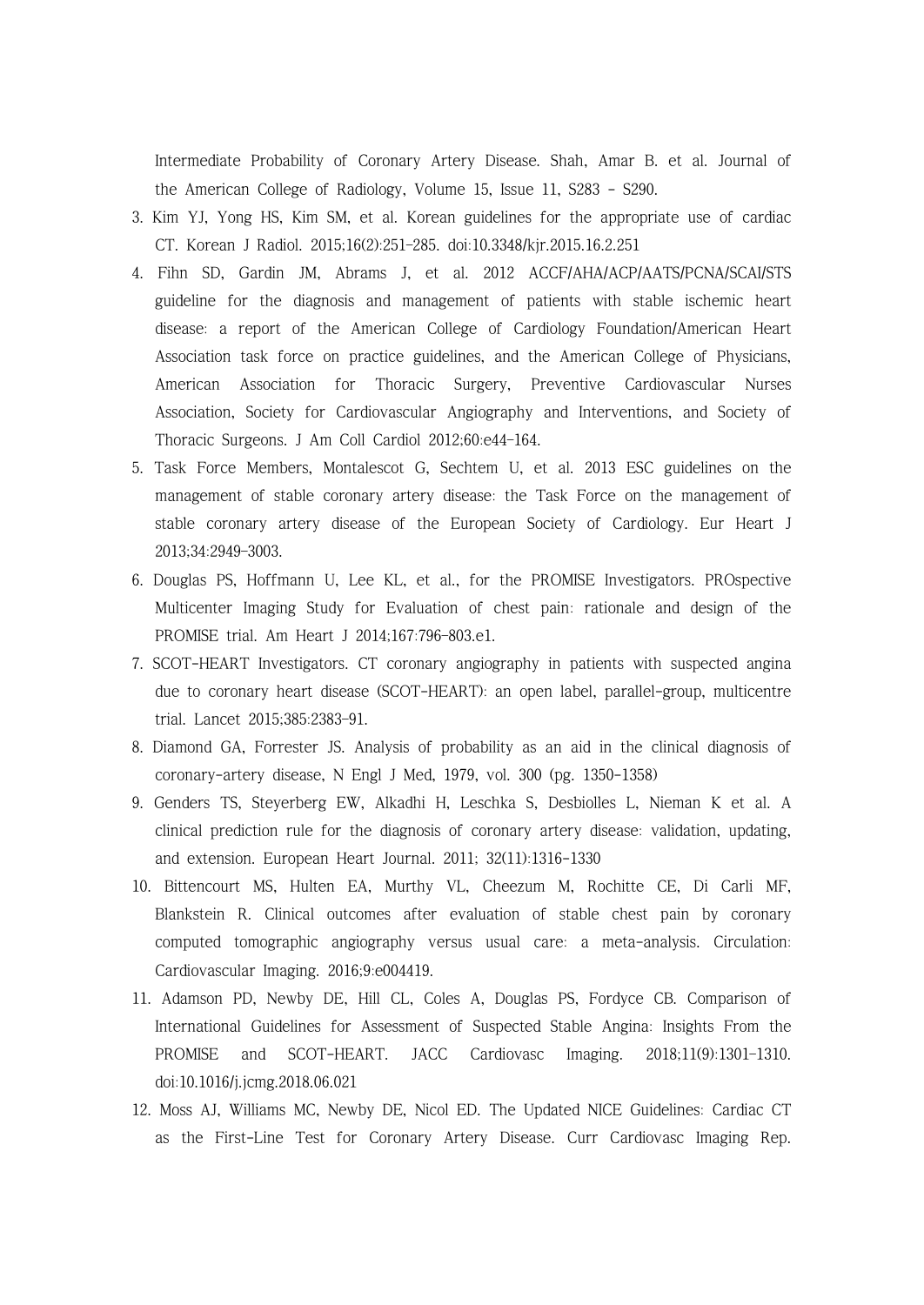Intermediate Probability of Coronary Artery Disease. Shah, Amar B. et al. Journal of the American College of Radiology, Volume 15, Issue 11, S283 - S290.

3. Kim YJ, Yong HS, Kim SM, et al. Korean guidelines for the appropriate use of cardiac CT. Korean J Radiol. 2015;16(2):251–285. doi:10.3348/kjr.2015.16.2.251
4. Fihn SD, Gardin JM, Abrams J, et al. 2012 ACCF/AHA/ACP/AATS/PCNA/SCAI/STS guideline for the diagnosis and management of patients with stable ischemic heart disease: a report of the American College of Cardiology Foundation/American Heart Association task force on practice guidelines, and the American College of Physicians, American Association for Thoracic Surgery, Preventive Cardiovascular Nurses Association, Society for Cardiovascular Angiography and Interventions, and Society of Thoracic Surgeons. J Am Coll Cardiol 2012;60:e44–164.
5. Task Force Members, Montalescot G, Sechtem U, et al. 2013 ESC guidelines on the management of stable coronary artery disease: the Task Force on the management of stable coronary artery disease of the European Society of Cardiology. Eur Heart J 2013;34:2949–3003.
6. Douglas PS, Hoffmann U, Lee KL, et al., for the PROMISE Investigators. PROspective Multicenter Imaging Study for Evaluation of chest pain: rationale and design of the PROMISE trial. Am Heart J 2014;167:796–803.e1.
7. SCOT-HEART Investigators. CT coronary angiography in patients with suspected angina due to coronary heart disease (SCOT-HEART): an open label, parallel-group, multicentre trial. Lancet 2015;385:2383–91.
8. Diamond GA, Forrester JS. Analysis of probability as an aid in the clinical diagnosis of coronary-artery disease, N Engl J Med, 1979, vol. 300 (pg. 1350-1358)
9. Genders TS, Steyerberg EW, Alkadhi H, Leschka S, Desbiolles L, Nieman K et al. A clinical prediction rule for the diagnosis of coronary artery disease: validation, updating, and extension. European Heart Journal. 2011; 32(11):1316-1330
10. Bittencourt MS, Hulten EA, Murthy VL, Cheezum M, Rochitte CE, Di Carli MF, Blankstein R. Clinical outcomes after evaluation of stable chest pain by coronary computed tomographic angiography versus usual care: a meta-analysis. Circulation: Cardiovascular Imaging. 2016;9:e004419.
11. Adamson PD, Newby DE, Hill CL, Coles A, Douglas PS, Fordyce CB. Comparison of International Guidelines for Assessment of Suspected Stable Angina: Insights From the PROMISE and SCOT-HEART. JACC Cardiovasc Imaging. 2018;11(9):1301–1310. doi:10.1016/j.jcmg.2018.06.021
12. Moss AJ, Williams MC, Newby DE, Nicol ED. The Updated NICE Guidelines: Cardiac CT as the First-Line Test for Coronary Artery Disease. Curr Cardiovasc Imaging Rep.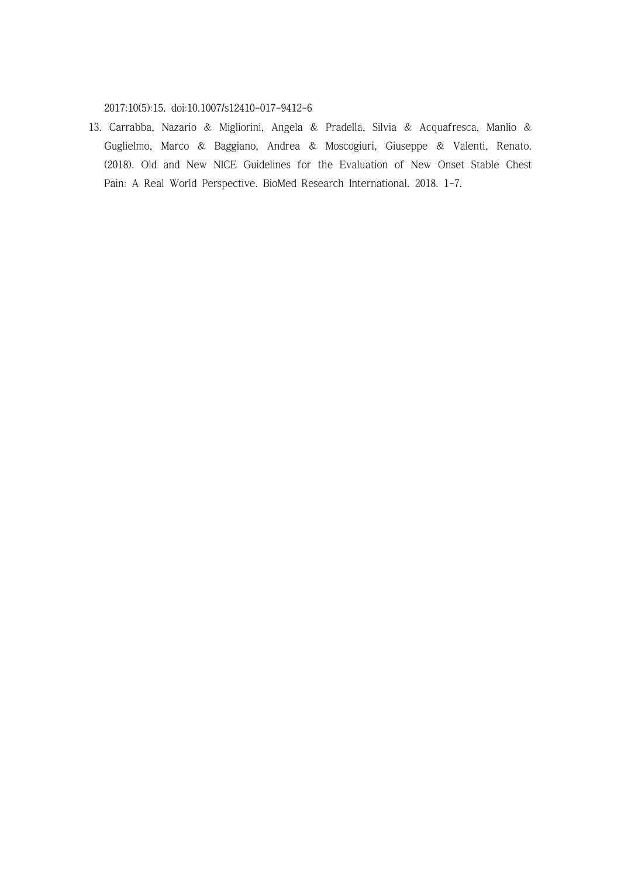2017;10(5):15. doi:10.1007/s12410-017-9412-6

13. Carrabba, Nazario & Migliorini, Angela & Pradella, Silvia & Acquafresca, Manlio & Guglielmo, Marco & Baggiano, Andrea & Moscogiuri, Giuseppe & Valenti, Renato. (2018). Old and New NICE Guidelines for the Evaluation of New Onset Stable Chest Pain: A Real World Perspective. BioMed Research International. 2018. 1-7.